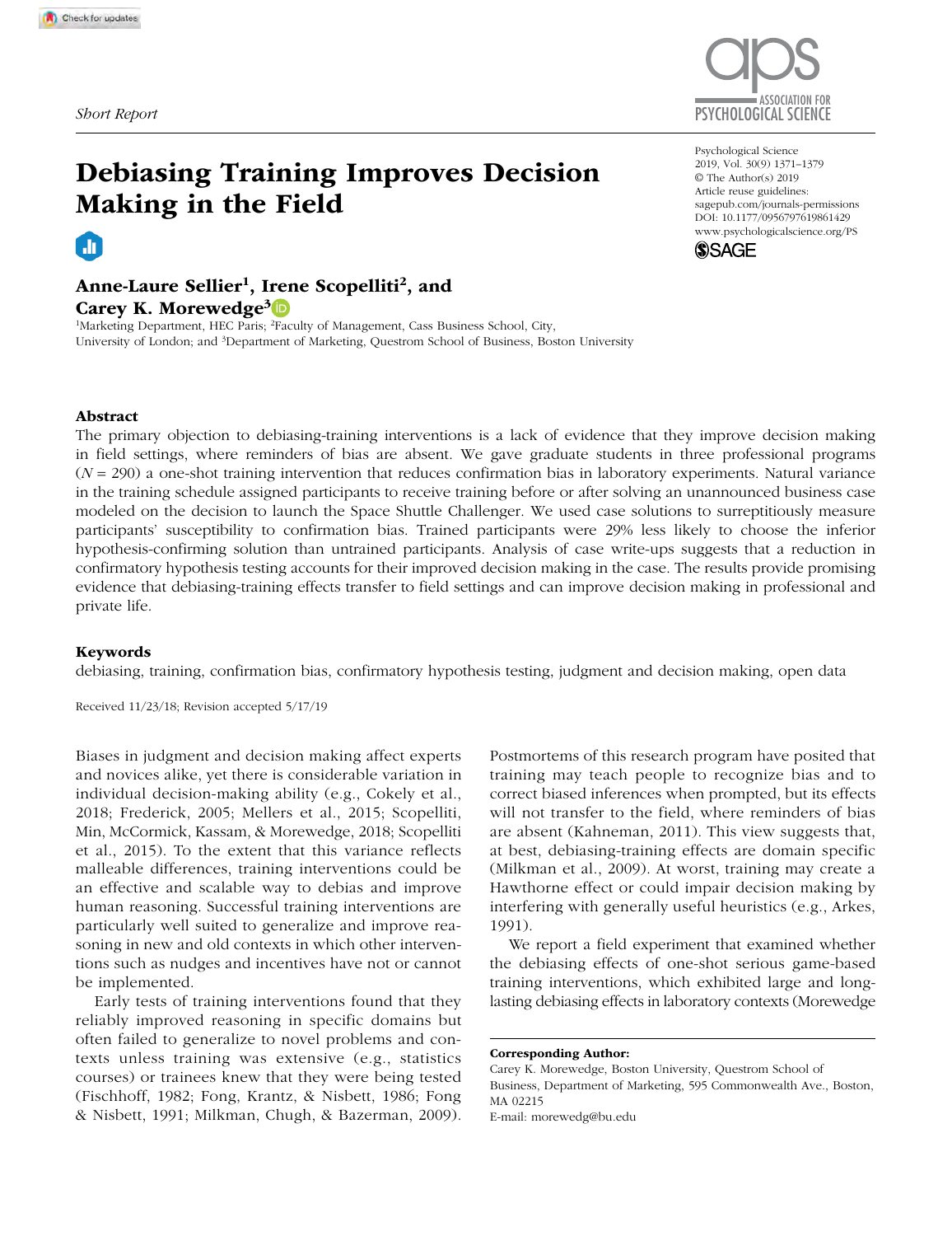Short Report

# Debiasing Training Improves Decision Making in the Field

**Anne-Laure Sellier[1], Irene Scopelliti[2], and Carey K. Morewedge[3]**

[1]Marketing Department, HEC Paris; [2]Faculty of Management, Cass Business School, City, University of London; and [3]Department of Marketing, Questrom School of Business, Boston University

Psychological Science
2019, Vol. 30(9) 1371–1379
© The Author(s) 2019
Article reuse guidelines: sagepub.com/journals-permissions
DOI: 10.1177/0956797619861429
www.psychologicalscience.org/PS

## Abstract

The primary objection to debiasing-training interventions is a lack of evidence that they improve decision making in field settings, where reminders of bias are absent. We gave graduate students in three professional programs ($N = 290$) a one-shot training intervention that reduces confirmation bias in laboratory experiments. Natural variance in the training schedule assigned participants to receive training before or after solving an unannounced business case modeled on the decision to launch the Space Shuttle Challenger. We used case solutions to surreptitiously measure participants' susceptibility to confirmation bias. Trained participants were 29% less likely to choose the inferior hypothesis-confirming solution than untrained participants. Analysis of case write-ups suggests that a reduction in confirmatory hypothesis testing accounts for their improved decision making in the case. The results provide promising evidence that debiasing-training effects transfer to field settings and can improve decision making in professional and private life.

### Keywords

debiasing, training, confirmation bias, confirmatory hypothesis testing, judgment and decision making, open data

Received 11/23/18; Revision accepted 5/17/19

Biases in judgment and decision making affect experts and novices alike, yet there is considerable variation in individual decision-making ability (e.g., Cokely et al., 2018; Frederick, 2005; Mellers et al., 2015; Scopelliti, Min, McCormick, Kassam, & Morewedge, 2018; Scopelliti et al., 2015). To the extent that this variance reflects malleable differences, training interventions could be an effective and scalable way to debias and improve human reasoning. Successful training interventions are particularly well suited to generalize and improve reasoning in new and old contexts in which other interventions such as nudges and incentives have not or cannot be implemented.

Early tests of training interventions found that they reliably improved reasoning in specific domains but often failed to generalize to novel problems and contexts unless training was extensive (e.g., statistics courses) or trainees knew that they were being tested (Fischhoff, 1982; Fong, Krantz, & Nisbett, 1986; Fong & Nisbett, 1991; Milkman, Chugh, & Bazerman, 2009). Postmortems of this research program have posited that training may teach people to recognize bias and to correct biased inferences when prompted, but its effects will not transfer to the field, where reminders of bias are absent (Kahneman, 2011). This view suggests that, at best, debiasing-training effects are domain specific (Milkman et al., 2009). At worst, training may create a Hawthorne effect or could impair decision making by interfering with generally useful heuristics (e.g., Arkes, 1991).

We report a field experiment that examined whether the debiasing effects of one-shot serious game-based training interventions, which exhibited large and long-lasting debiasing effects in laboratory contexts (Morewedge

**Corresponding Author:**
Carey K. Morewedge, Boston University, Questrom School of Business, Department of Marketing, 595 Commonwealth Ave., Boston, MA 02215
E-mail: morewedg@bu.edu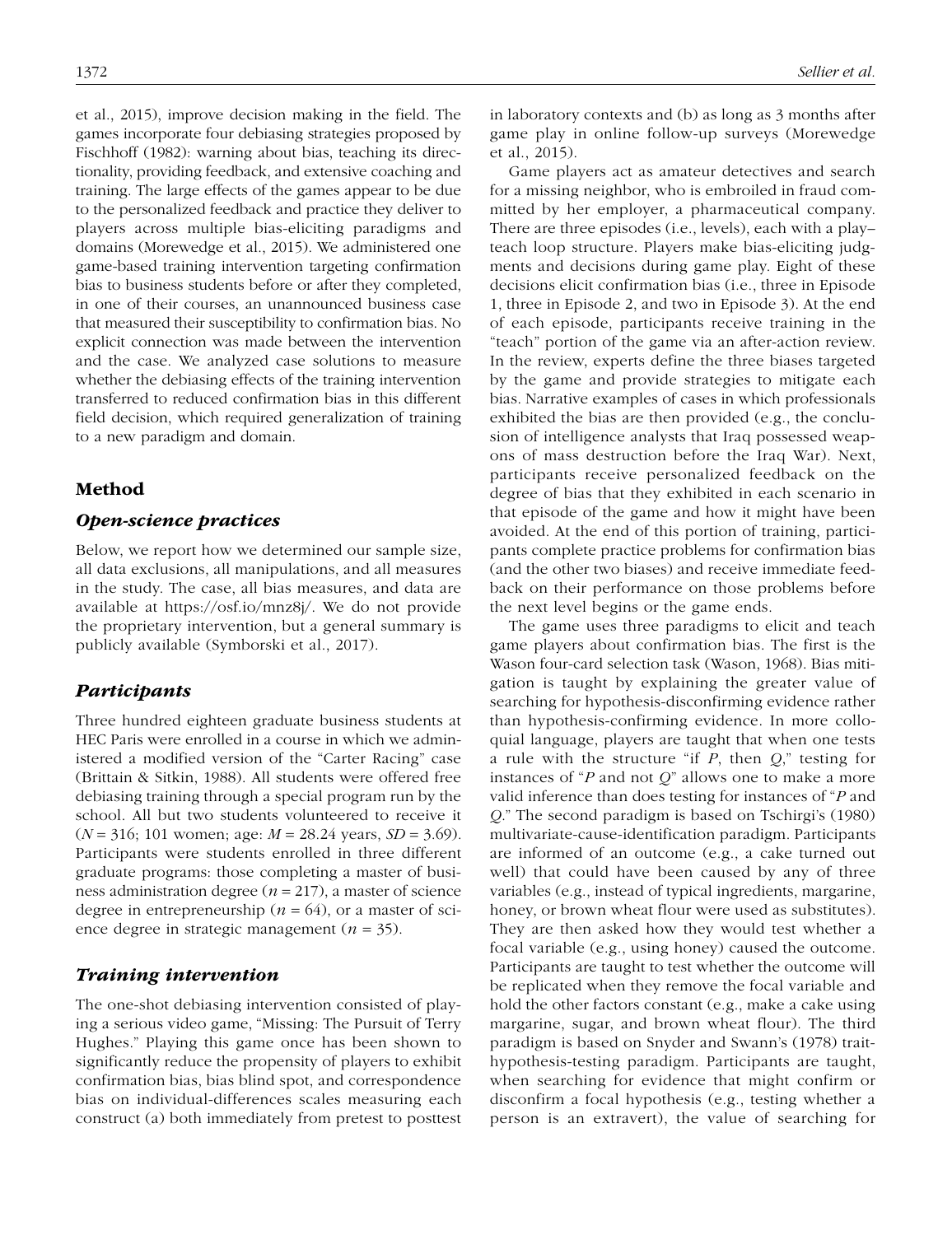et al., 2015), improve decision making in the field. The games incorporate four debiasing strategies proposed by Fischhoff (1982): warning about bias, teaching its directionality, providing feedback, and extensive coaching and training. The large effects of the games appear to be due to the personalized feedback and practice they deliver to players across multiple bias-eliciting paradigms and domains (Morewedge et al., 2015). We administered one game-based training intervention targeting confirmation bias to business students before or after they completed, in one of their courses, an unannounced business case that measured their susceptibility to confirmation bias. No explicit connection was made between the intervention and the case. We analyzed case solutions to measure whether the debiasing effects of the training intervention transferred to reduced confirmation bias in this different field decision, which required generalization of training to a new paradigm and domain.

## Method

### *Open-science practices*

Below, we report how we determined our sample size, all data exclusions, all manipulations, and all measures in the study. The case, all bias measures, and data are available at https://osf.io/mnz8j/. We do not provide the proprietary intervention, but a general summary is publicly available (Symborski et al., 2017).

### *Participants*

Three hundred eighteen graduate business students at HEC Paris were enrolled in a course in which we administered a modified version of the "Carter Racing" case (Brittain & Sitkin, 1988). All students were offered free debiasing training through a special program run by the school. All but two students volunteered to receive it ($N$ = 316; 101 women; age: $M$ = 28.24 years, $SD$ = 3.69). Participants were students enrolled in three different graduate programs: those completing a master of business administration degree ($n$ = 217), a master of science degree in entrepreneurship ($n$ = 64), or a master of science degree in strategic management ($n$ = 35).

### *Training intervention*

The one-shot debiasing intervention consisted of playing a serious video game, "Missing: The Pursuit of Terry Hughes." Playing this game once has been shown to significantly reduce the propensity of players to exhibit confirmation bias, bias blind spot, and correspondence bias on individual-differences scales measuring each construct (a) both immediately from pretest to posttest in laboratory contexts and (b) as long as 3 months after game play in online follow-up surveys (Morewedge et al., 2015).

Game players act as amateur detectives and search for a missing neighbor, who is embroiled in fraud committed by her employer, a pharmaceutical company. There are three episodes (i.e., levels), each with a play–teach loop structure. Players make bias-eliciting judgments and decisions during game play. Eight of these decisions elicit confirmation bias (i.e., three in Episode 1, three in Episode 2, and two in Episode 3). At the end of each episode, participants receive training in the "teach" portion of the game via an after-action review. In the review, experts define the three biases targeted by the game and provide strategies to mitigate each bias. Narrative examples of cases in which professionals exhibited the bias are then provided (e.g., the conclusion of intelligence analysts that Iraq possessed weapons of mass destruction before the Iraq War). Next, participants receive personalized feedback on the degree of bias that they exhibited in each scenario in that episode of the game and how it might have been avoided. At the end of this portion of training, participants complete practice problems for confirmation bias (and the other two biases) and receive immediate feedback on their performance on those problems before the next level begins or the game ends.

The game uses three paradigms to elicit and teach game players about confirmation bias. The first is the Wason four-card selection task (Wason, 1968). Bias mitigation is taught by explaining the greater value of searching for hypothesis-disconfirming evidence rather than hypothesis-confirming evidence. In more colloquial language, players are taught that when one tests a rule with the structure "if $P$, then $Q$," testing for instances of "$P$ and not $Q$" allows one to make a more valid inference than does testing for instances of "$P$ and $Q$." The second paradigm is based on Tschirgi's (1980) multivariate-cause-identification paradigm. Participants are informed of an outcome (e.g., a cake turned out well) that could have been caused by any of three variables (e.g., instead of typical ingredients, margarine, honey, or brown wheat flour were used as substitutes). They are then asked how they would test whether a focal variable (e.g., using honey) caused the outcome. Participants are taught to test whether the outcome will be replicated when they remove the focal variable and hold the other factors constant (e.g., make a cake using margarine, sugar, and brown wheat flour). The third paradigm is based on Snyder and Swann's (1978) trait-hypothesis-testing paradigm. Participants are taught, when searching for evidence that might confirm or disconfirm a focal hypothesis (e.g., testing whether a person is an extravert), the value of searching for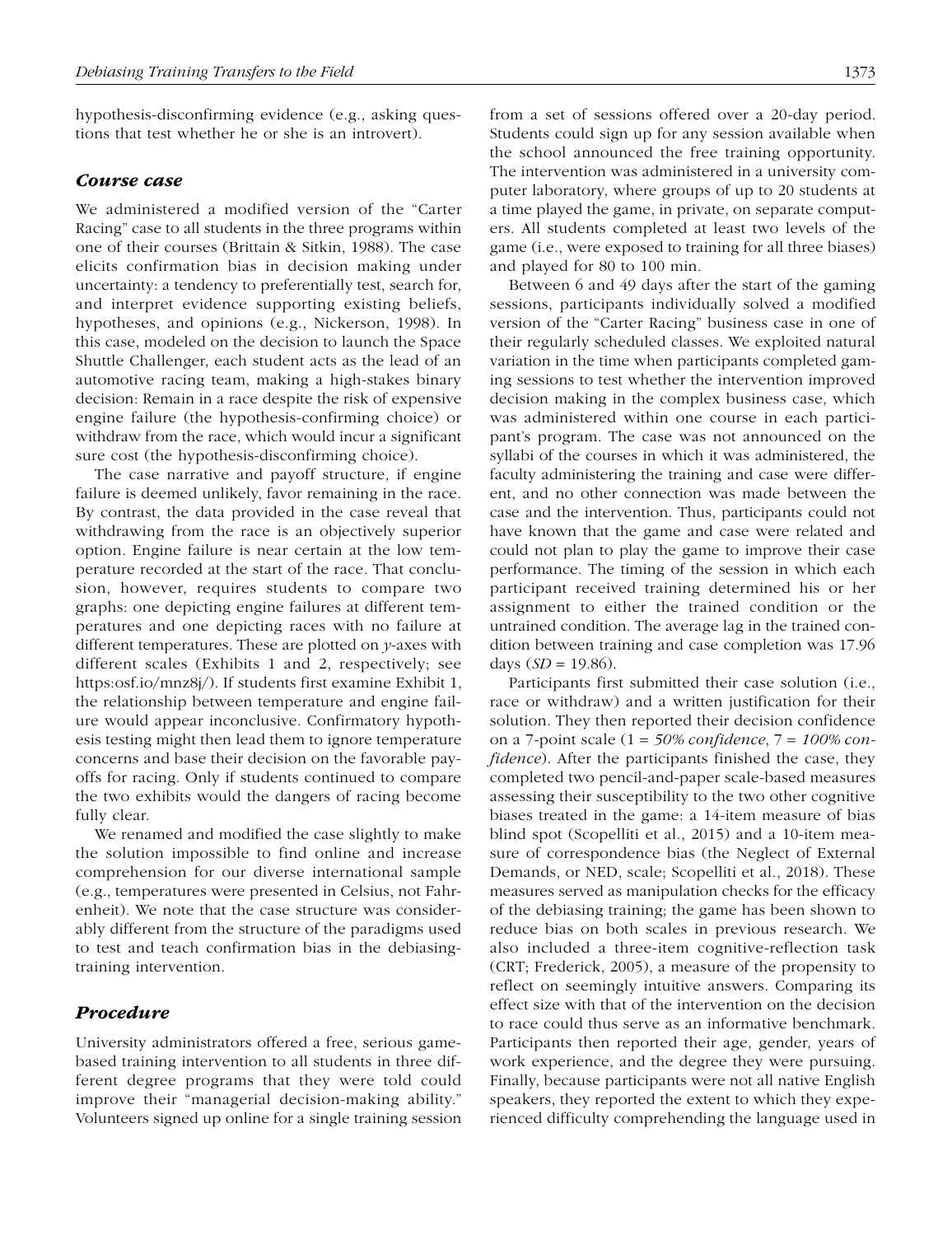hypothesis-disconfirming evidence (e.g., asking questions that test whether he or she is an introvert).

### *Course case*

We administered a modified version of the "Carter Racing" case to all students in the three programs within one of their courses (Brittain & Sitkin, 1988). The case elicits confirmation bias in decision making under uncertainty: a tendency to preferentially test, search for, and interpret evidence supporting existing beliefs, hypotheses, and opinions (e.g., Nickerson, 1998). In this case, modeled on the decision to launch the Space Shuttle Challenger, each student acts as the lead of an automotive racing team, making a high-stakes binary decision: Remain in a race despite the risk of expensive engine failure (the hypothesis-confirming choice) or withdraw from the race, which would incur a significant sure cost (the hypothesis-disconfirming choice).

The case narrative and payoff structure, if engine failure is deemed unlikely, favor remaining in the race. By contrast, the data provided in the case reveal that withdrawing from the race is an objectively superior option. Engine failure is near certain at the low temperature recorded at the start of the race. That conclusion, however, requires students to compare two graphs: one depicting engine failures at different temperatures and one depicting races with no failure at different temperatures. These are plotted on *y*-axes with different scales (Exhibits 1 and 2, respectively; see https:osf.io/mnz8j/). If students first examine Exhibit 1, the relationship between temperature and engine failure would appear inconclusive. Confirmatory hypothesis testing might then lead them to ignore temperature concerns and base their decision on the favorable payoffs for racing. Only if students continued to compare the two exhibits would the dangers of racing become fully clear.

We renamed and modified the case slightly to make the solution impossible to find online and increase comprehension for our diverse international sample (e.g., temperatures were presented in Celsius, not Fahrenheit). We note that the case structure was considerably different from the structure of the paradigms used to test and teach confirmation bias in the debiasing-training intervention.

### *Procedure*

University administrators offered a free, serious game-based training intervention to all students in three different degree programs that they were told could improve their "managerial decision-making ability." Volunteers signed up online for a single training session from a set of sessions offered over a 20-day period. Students could sign up for any session available when the school announced the free training opportunity. The intervention was administered in a university computer laboratory, where groups of up to 20 students at a time played the game, in private, on separate computers. All students completed at least two levels of the game (i.e., were exposed to training for all three biases) and played for 80 to 100 min.

Between 6 and 49 days after the start of the gaming sessions, participants individually solved a modified version of the "Carter Racing" business case in one of their regularly scheduled classes. We exploited natural variation in the time when participants completed gaming sessions to test whether the intervention improved decision making in the complex business case, which was administered within one course in each participant's program. The case was not announced on the syllabi of the courses in which it was administered, the faculty administering the training and case were different, and no other connection was made between the case and the intervention. Thus, participants could not have known that the game and case were related and could not plan to play the game to improve their case performance. The timing of the session in which each participant received training determined his or her assignment to either the trained condition or the untrained condition. The average lag in the trained condition between training and case completion was 17.96 days ($SD$ = 19.86).

Participants first submitted their case solution (i.e., race or withdraw) and a written justification for their solution. They then reported their decision confidence on a 7-point scale (1 = *50% confidence*, 7 = *100% confidence*). After the participants finished the case, they completed two pencil-and-paper scale-based measures assessing their susceptibility to the two other cognitive biases treated in the game: a 14-item measure of bias blind spot (Scopelliti et al., 2015) and a 10-item measure of correspondence bias (the Neglect of External Demands, or NED, scale; Scopelliti et al., 2018). These measures served as manipulation checks for the efficacy of the debiasing training; the game has been shown to reduce bias on both scales in previous research. We also included a three-item cognitive-reflection task (CRT; Frederick, 2005), a measure of the propensity to reflect on seemingly intuitive answers. Comparing its effect size with that of the intervention on the decision to race could thus serve as an informative benchmark. Participants then reported their age, gender, years of work experience, and the degree they were pursuing. Finally, because participants were not all native English speakers, they reported the extent to which they experienced difficulty comprehending the language used in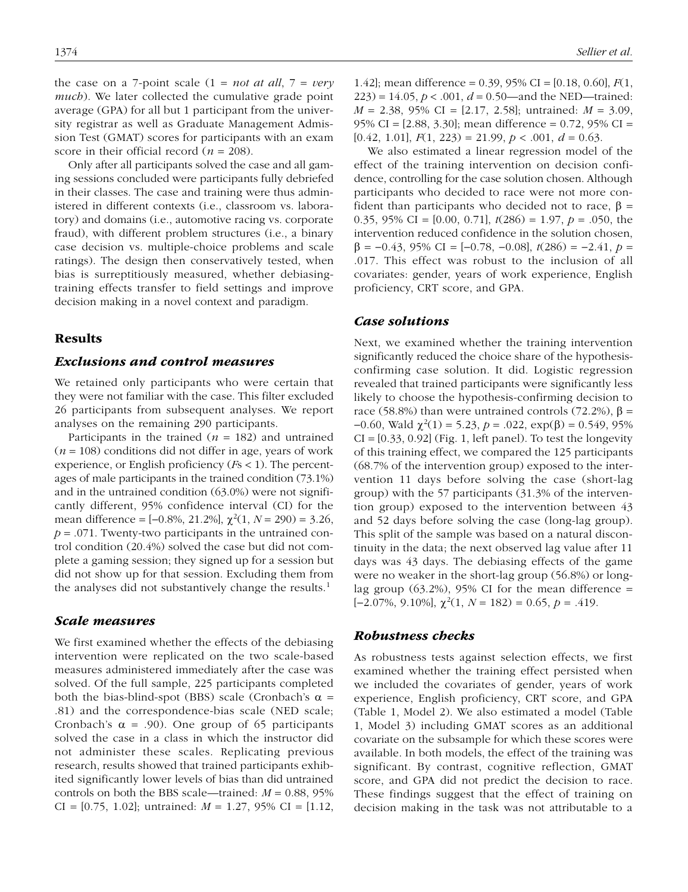the case on a 7-point scale (1 = *not at all*, 7 = *very much*). We later collected the cumulative grade point average (GPA) for all but 1 participant from the university registrar as well as Graduate Management Admission Test (GMAT) scores for participants with an exam score in their official record ($n$ = 208).

Only after all participants solved the case and all gaming sessions concluded were participants fully debriefed in their classes. The case and training were thus administered in different contexts (i.e., classroom vs. laboratory) and domains (i.e., automotive racing vs. corporate fraud), with different problem structures (i.e., a binary case decision vs. multiple-choice problems and scale ratings). The design then conservatively tested, when bias is surreptitiously measured, whether debiasing-training effects transfer to field settings and improve decision making in a novel context and paradigm.

## Results

### Exclusions and control measures

We retained only participants who were certain that they were not familiar with the case. This filter excluded 26 participants from subsequent analyses. We report analyses on the remaining 290 participants.

Participants in the trained ($n$ = 182) and untrained ($n$ = 108) conditions did not differ in age, years of work experience, or English proficiency ($F$s < 1). The percentages of male participants in the trained condition (73.1%) and in the untrained condition (63.0%) were not significantly different, 95% confidence interval (CI) for the mean difference = [−0.8%, 21.2%], $\chi^2(1, N = 290) = 3.26$, $p = .071$. Twenty-two participants in the untrained control condition (20.4%) solved the case but did not complete a gaming session; they signed up for a session but did not show up for that session. Excluding them from the analyses did not substantively change the results.[1]

### Scale measures

We first examined whether the effects of the debiasing intervention were replicated on the two scale-based measures administered immediately after the case was solved. Of the full sample, 225 participants completed both the bias-blind-spot (BBS) scale (Cronbach's $\alpha$ = .81) and the correspondence-bias scale (NED scale; Cronbach's $\alpha$ = .90). One group of 65 participants solved the case in a class in which the instructor did not administer these scales. Replicating previous research, results showed that trained participants exhibited significantly lower levels of bias than did untrained controls on both the BBS scale—trained: $M$ = 0.88, 95% CI = [0.75, 1.02]; untrained: $M$ = 1.27, 95% CI = [1.12, 1.42]; mean difference = 0.39, 95% CI = [0.18, 0.60], $F(1, 223) = 14.05$, $p < .001$, $d$ = 0.50—and the NED—trained: $M$ = 2.38, 95% CI = [2.17, 2.58]; untrained: $M$ = 3.09, 95% CI = [2.88, 3.30]; mean difference = 0.72, 95% CI = [0.42, 1.01], $F(1, 223) = 21.99$, $p < .001$, $d$ = 0.63.

We also estimated a linear regression model of the effect of the training intervention on decision confidence, controlling for the case solution chosen. Although participants who decided to race were not more confident than participants who decided not to race, $\beta$ = 0.35, 95% CI = [0.00, 0.71], $t(286) = 1.97$, $p = .050$, the intervention reduced confidence in the solution chosen, $\beta$ = −0.43, 95% CI = [−0.78, −0.08], $t(286) = -2.41$, $p = .017$. This effect was robust to the inclusion of all covariates: gender, years of work experience, English proficiency, CRT score, and GPA.

### Case solutions

Next, we examined whether the training intervention significantly reduced the choice share of the hypothesis-confirming case solution. It did. Logistic regression revealed that trained participants were significantly less likely to choose the hypothesis-confirming decision to race (58.8%) than were untrained controls (72.2%), $\beta$ = −0.60, Wald $\chi^2(1) = 5.23$, $p = .022$, exp($\beta$) = 0.549, 95% CI = [0.33, 0.92] (Fig. 1, left panel). To test the longevity of this training effect, we compared the 125 participants (68.7% of the intervention group) exposed to the intervention 11 days before solving the case (short-lag group) with the 57 participants (31.3% of the intervention group) exposed to the intervention between 43 and 52 days before solving the case (long-lag group). This split of the sample was based on a natural discontinuity in the data; the next observed lag value after 11 days was 43 days. The debiasing effects of the game were no weaker in the short-lag group (56.8%) or long-lag group (63.2%), 95% CI for the mean difference = [−2.07%, 9.10%], $\chi^2(1, N = 182) = 0.65$, $p = .419$.

### Robustness checks

As robustness tests against selection effects, we first examined whether the training effect persisted when we included the covariates of gender, years of work experience, English proficiency, CRT score, and GPA (Table 1, Model 2). We also estimated a model (Table 1, Model 3) including GMAT scores as an additional covariate on the subsample for which these scores were available. In both models, the effect of the training was significant. By contrast, cognitive reflection, GMAT score, and GPA did not predict the decision to race. These findings suggest that the effect of training on decision making in the task was not attributable to a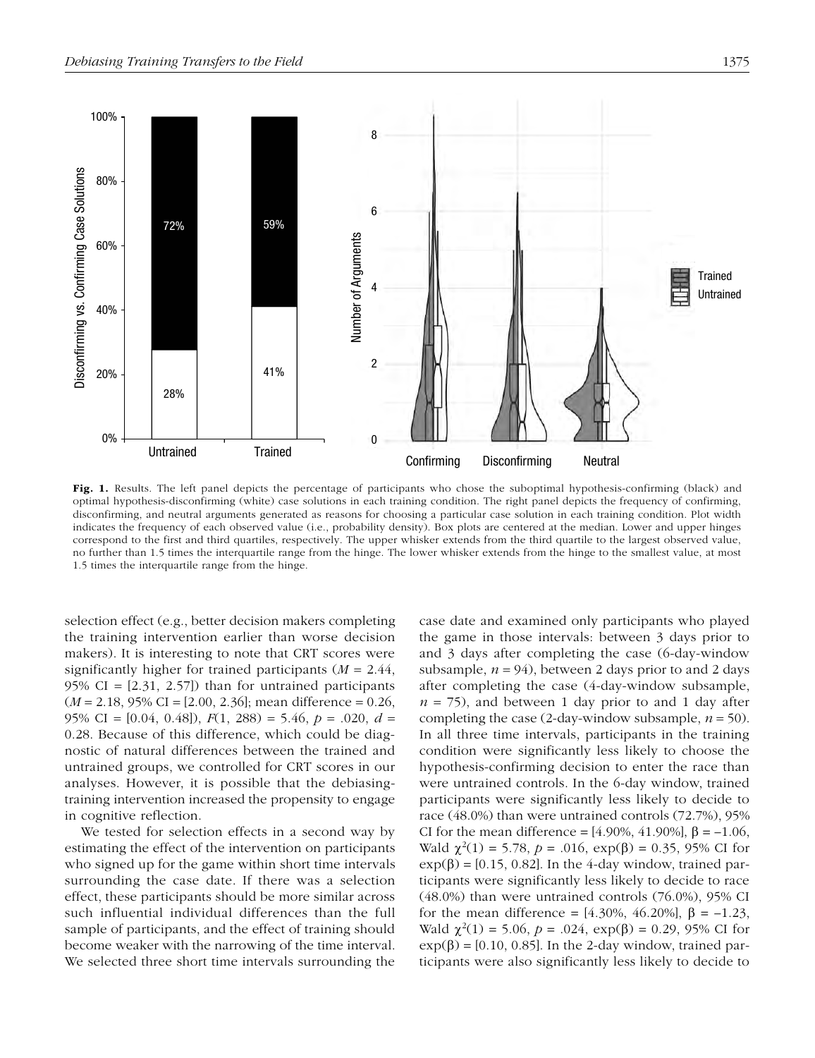Fig. 1. Results. The left panel depicts the percentage of participants who chose the suboptimal hypothesis-confirming (black) and optimal hypothesis-disconfirming (white) case solutions in each training condition. The right panel depicts the frequency of confirming, disconfirming, and neutral arguments generated as reasons for choosing a particular case solution in each training condition. Plot width indicates the frequency of each observed value (i.e., probability density). Box plots are centered at the median. Lower and upper hinges correspond to the first and third quartiles, respectively. The upper whisker extends from the third quartile to the largest observed value, no further than 1.5 times the interquartile range from the hinge. The lower whisker extends from the hinge to the smallest value, at most 1.5 times the interquartile range from the hinge.

selection effect (e.g., better decision makers completing the training intervention earlier than worse decision makers). It is interesting to note that CRT scores were significantly higher for trained participants ($M$ = 2.44, 95% CI = [2.31, 2.57]) than for untrained participants ($M$ = 2.18, 95% CI = [2.00, 2.36]; mean difference = 0.26, 95% CI = [0.04, 0.48]), $F(1, 288) = 5.46$, $p$ = .020, $d$ = 0.28. Because of this difference, which could be diagnostic of natural differences between the trained and untrained groups, we controlled for CRT scores in our analyses. However, it is possible that the debiasing-training intervention increased the propensity to engage in cognitive reflection.

We tested for selection effects in a second way by estimating the effect of the intervention on participants who signed up for the game within short time intervals surrounding the case date. If there was a selection effect, these participants should be more similar across such influential individual differences than the full sample of participants, and the effect of training should become weaker with the narrowing of the time interval. We selected three short time intervals surrounding the case date and examined only participants who played the game in those intervals: between 3 days prior to and 3 days after completing the case (6-day-window subsample, $n$ = 94), between 2 days prior to and 2 days after completing the case (4-day-window subsample, $n$ = 75), and between 1 day prior to and 1 day after completing the case (2-day-window subsample, $n$ = 50). In all three time intervals, participants in the training condition were significantly less likely to choose the hypothesis-confirming decision to enter the race than were untrained controls. In the 6-day window, trained participants were significantly less likely to decide to race (48.0%) than were untrained controls (72.7%), 95% CI for the mean difference = [4.90%, 41.90%], $\beta = -1.06$, Wald $\chi^2(1) = 5.78$, $p$ = .016, $\exp(\beta) = 0.35$, 95% CI for $\exp(\beta)$ = [0.15, 0.82]. In the 4-day window, trained participants were significantly less likely to decide to race (48.0%) than were untrained controls (76.0%), 95% CI for the mean difference = [4.30%, 46.20%], $\beta = -1.23$, Wald $\chi^2(1) = 5.06$, $p$ = .024, $\exp(\beta) = 0.29$, 95% CI for $\exp(\beta)$ = [0.10, 0.85]. In the 2-day window, trained participants were also significantly less likely to decide to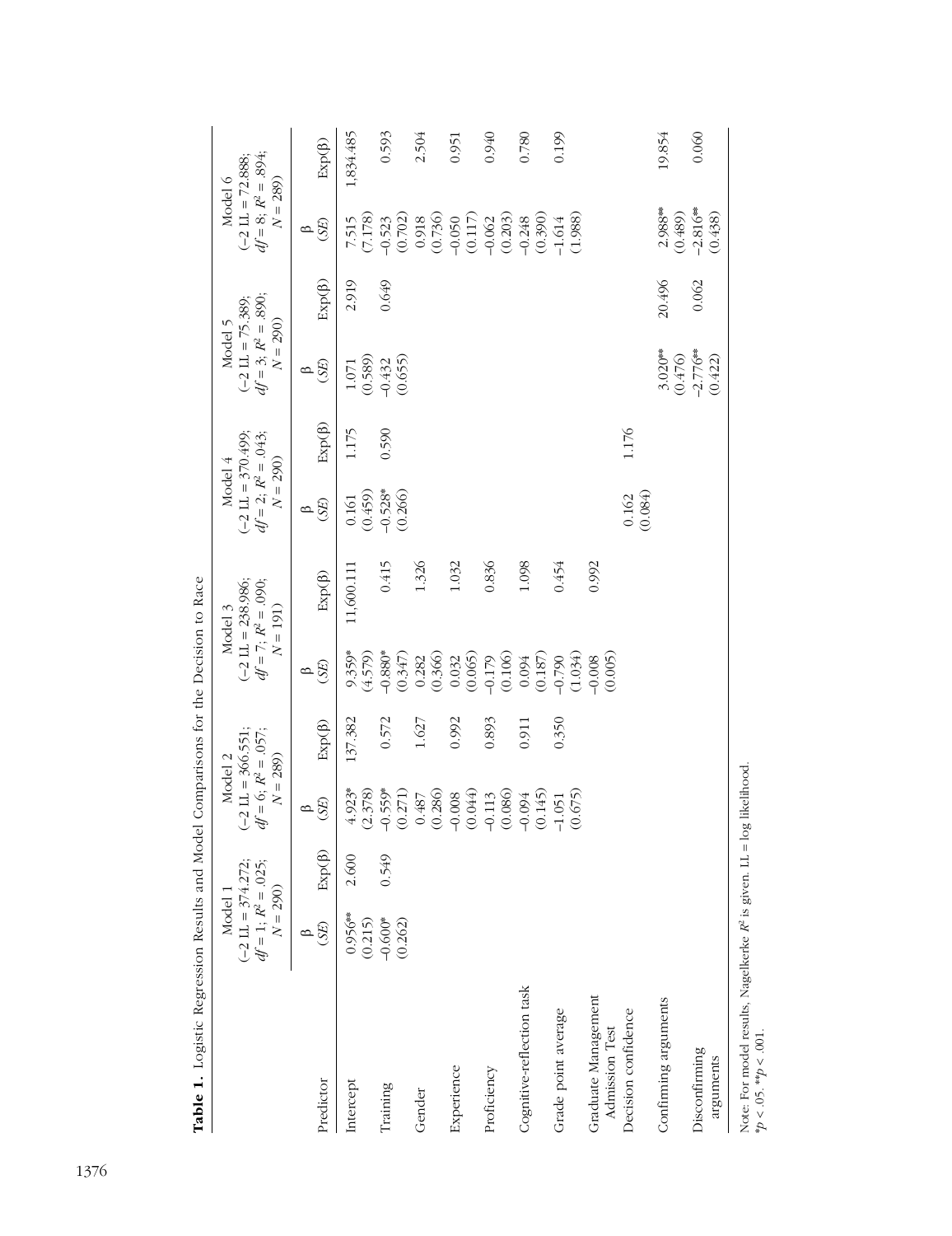**Table 1.** Logistic Regression Results and Model Comparisons for the Decision to Race

| Predictor | Model 1 ($-2$ LL = 374.272; $df = 1$; $R^2 = .025$; $N = 290$) | | Model 2 ($-2$ LL = 366.551; $df = 6$; $R^2 = .057$; $N = 289$) | | Model 3 ($-2$ LL = 238.986; $df = 7$; $R^2 = .090$; $N = 191$) | | Model 4 ($-2$ LL = 370.499; $df = 2$; $R^2 = .043$; $N = 290$) | | Model 5 ($-2$ LL = 75.389; $df = 3$; $R^2 = .890$; $N = 290$) | | Model 6 ($-2$ LL = 72.888; $df = 8$; $R^2 = .894$; $N = 289$) | |
|---|---|---|---|---|---|---|---|---|---|---|---|---|
| | β (*SE*) | Exp(β) | β (*SE*) | Exp(β) | β (*SE*) | Exp(β) | β (*SE*) | Exp(β) | β (*SE*) | Exp(β) | β (*SE*) | Exp(β) |
| Intercept | 0.956** (0.215) | 2.600 | 4.923* (2.378) | 137.382 | 9.359* (4.579) | 11,600.111 | 0.161 (0.459) | 1.175 | 1.071 (0.589) | 2.919 | 7.515 (7.178) | 1,834.485 |
| Training | −0.600* (0.262) | 0.549 | −0.559* (0.271) | 0.572 | −0.880* (0.347) | 0.415 | −0.528* (0.266) | 0.590 | −0.432 (0.655) | 0.649 | −0.523 (0.702) | 0.593 |
| Gender | | | 0.487 (0.286) | 1.627 | 0.282 (0.366) | 1.326 | | | | | 0.918 (0.736) | 2.504 |
| Experience | | | −0.008 (0.044) | 0.992 | 0.032 (0.065) | 1.032 | | | | | −0.050 (0.117) | 0.951 |
| Proficiency | | | −0.113 (0.086) | 0.893 | −0.179 (0.106) | 0.836 | | | | | −0.062 (0.203) | 0.940 |
| Cognitive-reflection task | | | −0.094 (0.145) | 0.911 | 0.094 (0.187) | 1.098 | | | | | −0.248 (0.390) | 0.780 |
| Grade point average | | | −1.051 (0.675) | 0.350 | −0.790 (1.034) | 0.454 | | | | | −1.614 (1.988) | 0.199 |
| Graduate Management Admission Test | | | | | −0.008 (0.005) | 0.992 | | | | | | |
| Decision confidence | | | | | | | 0.162 (0.084) | 1.176 | | | | |
| Confirming arguments | | | | | | | | | 3.020** (0.476) | 20.496 | 2.988** (0.489) | 19.854 |
| Disconfirming arguments | | | | | | | | | −2.776** (0.422) | 0.062 | −2.816** (0.438) | 0.060 |

Note: For model results, Nagelkerke $R^2$ is given. LL = log likelihood.
*$p < .05$. **$p < .001$.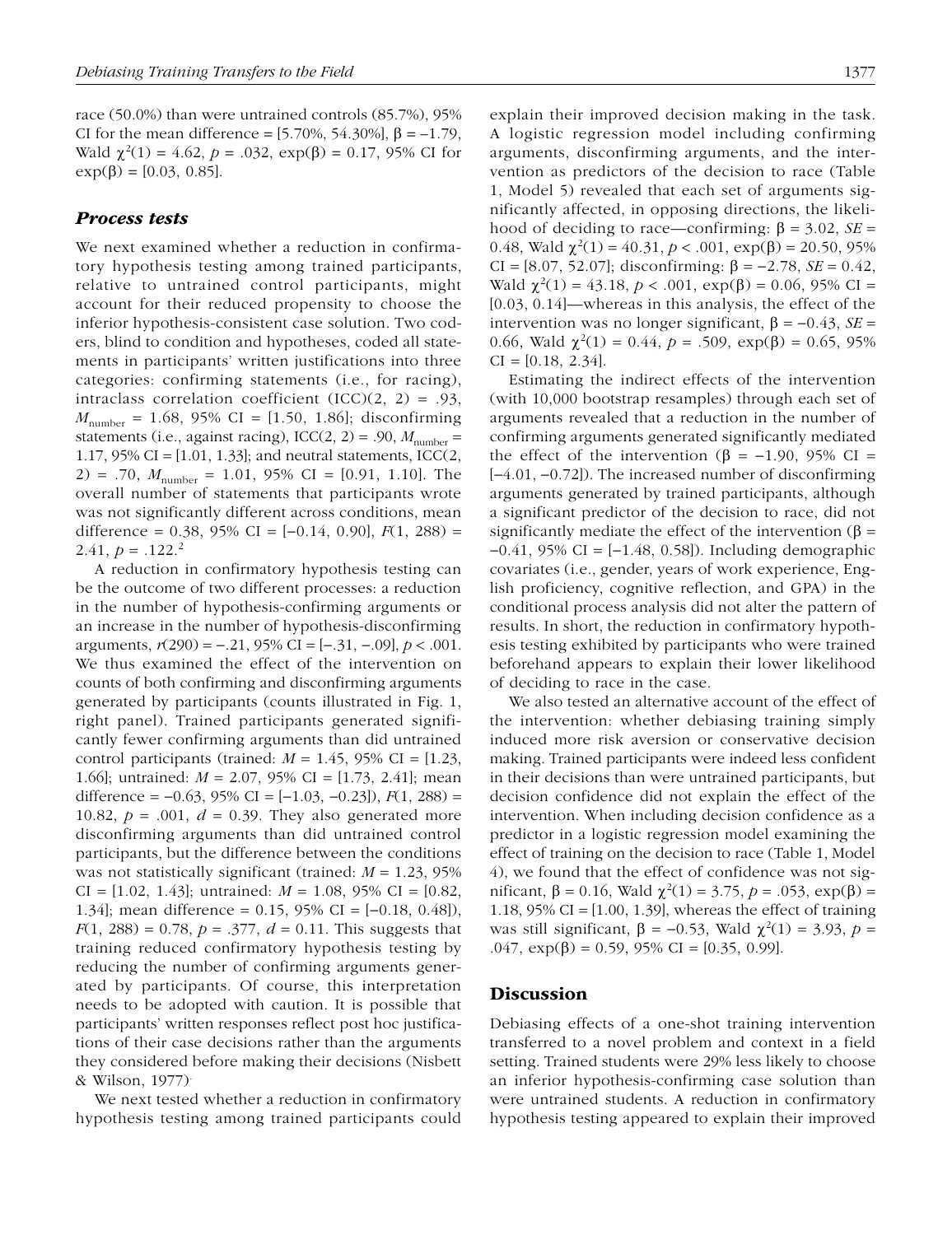race (50.0%) than were untrained controls (85.7%), 95% CI for the mean difference = [5.70%, 54.30%], $\beta = -1.79$, Wald $\chi^2(1) = 4.62$, $p = .032$, $\exp(\beta) = 0.17$, 95% CI for $\exp(\beta) = [0.03, 0.85]$.

### Process tests

We next examined whether a reduction in confirmatory hypothesis testing among trained participants, relative to untrained control participants, might account for their reduced propensity to choose the inferior hypothesis-consistent case solution. Two coders, blind to condition and hypotheses, coded all statements in participants' written justifications into three categories: confirming statements (i.e., for racing), intraclass correlation coefficient (ICC)(2, 2) = .93, $M_{\text{number}} = 1.68$, 95% CI = [1.50, 1.86]; disconfirming statements (i.e., against racing), ICC(2, 2) = .90, $M_{\text{number}} = 1.17$, 95% CI = [1.01, 1.33]; and neutral statements, ICC(2, 2) = .70, $M_{\text{number}} = 1.01$, 95% CI = [0.91, 1.10]. The overall number of statements that participants wrote was not significantly different across conditions, mean difference = 0.38, 95% CI = [−0.14, 0.90], $F(1, 288) = 2.41$, $p = .122$.[2]

A reduction in confirmatory hypothesis testing can be the outcome of two different processes: a reduction in the number of hypothesis-confirming arguments or an increase in the number of hypothesis-disconfirming arguments, $r(290) = -.21$, 95% CI = [−.31, −.09], $p < .001$. We thus examined the effect of the intervention on counts of both confirming and disconfirming arguments generated by participants (counts illustrated in Fig. 1, right panel). Trained participants generated significantly fewer confirming arguments than did untrained control participants (trained: $M = 1.45$, 95% CI = [1.23, 1.66]; untrained: $M = 2.07$, 95% CI = [1.73, 2.41]; mean difference = −0.63, 95% CI = [−1.03, −0.23]), $F(1, 288) = 10.82$, $p = .001$, $d = 0.39$. They also generated more disconfirming arguments than did untrained control participants, but the difference between the conditions was not statistically significant (trained: $M = 1.23$, 95% CI = [1.02, 1.43]; untrained: $M = 1.08$, 95% CI = [0.82, 1.34]; mean difference = 0.15, 95% CI = [−0.18, 0.48]), $F(1, 288) = 0.78$, $p = .377$, $d = 0.11$. This suggests that training reduced confirmatory hypothesis testing by reducing the number of confirming arguments generated by participants. Of course, this interpretation needs to be adopted with caution. It is possible that participants' written responses reflect post hoc justifications of their case decisions rather than the arguments they considered before making their decisions (Nisbett & Wilson, 1977).

We next tested whether a reduction in confirmatory hypothesis testing among trained participants could explain their improved decision making in the task. A logistic regression model including confirming arguments, disconfirming arguments, and the intervention as predictors of the decision to race (Table 1, Model 5) revealed that each set of arguments significantly affected, in opposing directions, the likelihood of deciding to race—confirming: $\beta = 3.02$, $SE = 0.48$, Wald $\chi^2(1) = 40.31$, $p < .001$, $\exp(\beta) = 20.50$, 95% CI = [8.07, 52.07]; disconfirming: $\beta = -2.78$, $SE = 0.42$, Wald $\chi^2(1) = 43.18$, $p < .001$, $\exp(\beta) = 0.06$, 95% CI = [0.03, 0.14]—whereas in this analysis, the effect of the intervention was no longer significant, $\beta = -0.43$, $SE = 0.66$, Wald $\chi^2(1) = 0.44$, $p = .509$, $\exp(\beta) = 0.65$, 95% CI = [0.18, 2.34].

Estimating the indirect effects of the intervention (with 10,000 bootstrap resamples) through each set of arguments revealed that a reduction in the number of confirming arguments generated significantly mediated the effect of the intervention ($\beta = -1.90$, 95% CI = [−4.01, −0.72]). The increased number of disconfirming arguments generated by trained participants, although a significant predictor of the decision to race, did not significantly mediate the effect of the intervention ($\beta = -0.41$, 95% CI = [−1.48, 0.58]). Including demographic covariates (i.e., gender, years of work experience, English proficiency, cognitive reflection, and GPA) in the conditional process analysis did not alter the pattern of results. In short, the reduction in confirmatory hypothesis testing exhibited by participants who were trained beforehand appears to explain their lower likelihood of deciding to race in the case.

We also tested an alternative account of the effect of the intervention: whether debiasing training simply induced more risk aversion or conservative decision making. Trained participants were indeed less confident in their decisions than were untrained participants, but decision confidence did not explain the effect of the intervention. When including decision confidence as a predictor in a logistic regression model examining the effect of training on the decision to race (Table 1, Model 4), we found that the effect of confidence was not significant, $\beta = 0.16$, Wald $\chi^2(1) = 3.75$, $p = .053$, $\exp(\beta) = 1.18$, 95% CI = [1.00, 1.39], whereas the effect of training was still significant, $\beta = -0.53$, Wald $\chi^2(1) = 3.93$, $p = .047$, $\exp(\beta) = 0.59$, 95% CI = [0.35, 0.99].

## Discussion

Debiasing effects of a one-shot training intervention transferred to a novel problem and context in a field setting. Trained students were 29% less likely to choose an inferior hypothesis-confirming case solution than were untrained students. A reduction in confirmatory hypothesis testing appeared to explain their improved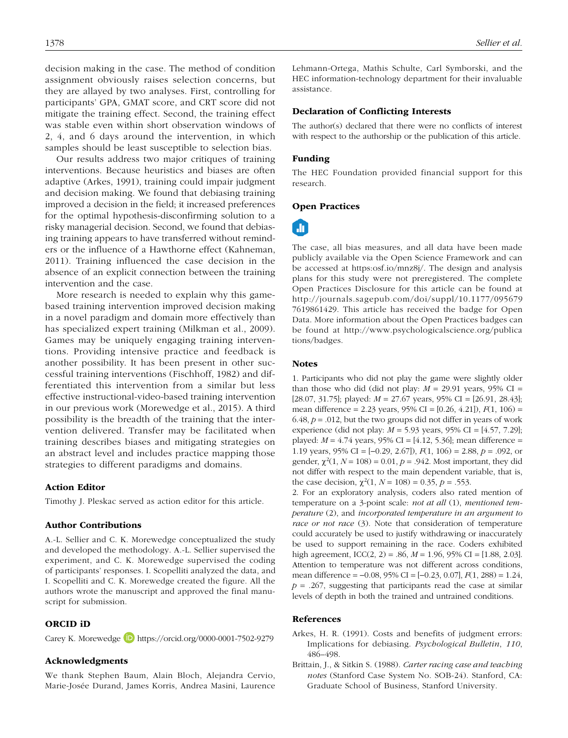decision making in the case. The method of condition assignment obviously raises selection concerns, but they are allayed by two analyses. First, controlling for participants' GPA, GMAT score, and CRT score did not mitigate the training effect. Second, the training effect was stable even within short observation windows of 2, 4, and 6 days around the intervention, in which samples should be least susceptible to selection bias.

Our results address two major critiques of training interventions. Because heuristics and biases are often adaptive (Arkes, 1991), training could impair judgment and decision making. We found that debiasing training improved a decision in the field; it increased preferences for the optimal hypothesis-disconfirming solution to a risky managerial decision. Second, we found that debiasing training appears to have transferred without reminders or the influence of a Hawthorne effect (Kahneman, 2011). Training influenced the case decision in the absence of an explicit connection between the training intervention and the case.

More research is needed to explain why this game-based training intervention improved decision making in a novel paradigm and domain more effectively than has specialized expert training (Milkman et al., 2009). Games may be uniquely engaging training interventions. Providing intensive practice and feedback is another possibility. It has been present in other successful training interventions (Fischhoff, 1982) and differentiated this intervention from a similar but less effective instructional-video-based training intervention in our previous work (Morewedge et al., 2015). A third possibility is the breadth of the training that the intervention delivered. Transfer may be facilitated when training describes biases and mitigating strategies on an abstract level and includes practice mapping those strategies to different paradigms and domains.

### Action Editor

Timothy J. Pleskac served as action editor for this article.

### Author Contributions

A.-L. Sellier and C. K. Morewedge conceptualized the study and developed the methodology. A.-L. Sellier supervised the experiment, and C. K. Morewedge supervised the coding of participants' responses. I. Scopelliti analyzed the data, and I. Scopelliti and C. K. Morewedge created the figure. All the authors wrote the manuscript and approved the final manuscript for submission.

### ORCID iD

Carey K. Morewedge https://orcid.org/0000-0001-7502-9279

### Acknowledgments

We thank Stephen Baum, Alain Bloch, Alejandra Cervio, Marie-Josée Durand, James Korris, Andrea Masini, Laurence Lehmann-Ortega, Mathis Schulte, Carl Symborski, and the HEC information-technology department for their invaluable assistance.

### Declaration of Conflicting Interests

The author(s) declared that there were no conflicts of interest with respect to the authorship or the publication of this article.

### Funding

The HEC Foundation provided financial support for this research.

### Open Practices

The case, all bias measures, and all data have been made publicly available via the Open Science Framework and can be accessed at https:osf.io/mnz8j/. The design and analysis plans for this study were not preregistered. The complete Open Practices Disclosure for this article can be found at http://journals.sagepub.com/doi/suppl/10.1177/0956797619861429. This article has received the badge for Open Data. More information about the Open Practices badges can be found at http://www.psychologicalscience.org/publications/badges.

### Notes

1. Participants who did not play the game were slightly older than those who did (did not play: $M$ = 29.91 years, 95% CI = [28.07, 31.75]; played: $M$ = 27.67 years, 95% CI = [26.91, 28.43]; mean difference = 2.23 years, 95% CI = [0.26, 4.21]), $F(1, 106)$ = 6.48, $p$ = .012, but the two groups did not differ in years of work experience (did not play: $M$ = 5.93 years, 95% CI = [4.57, 7.29]; played: $M$ = 4.74 years, 95% CI = [4.12, 5.36]; mean difference = 1.19 years, 95% CI = [−0.29, 2.67]), $F(1, 106)$ = 2.88, $p$ = .092, or gender, $\chi^2(1, N = 108)$ = 0.01, $p$ = .942. Most important, they did not differ with respect to the main dependent variable, that is, the case decision, $\chi^2(1, N = 108)$ = 0.35, $p$ = .553.

2. For an exploratory analysis, coders also rated mention of temperature on a 3-point scale: *not at all* (1), *mentioned temperature* (2), and *incorporated temperature in an argument to race or not race* (3). Note that consideration of temperature could accurately be used to justify withdrawing or inaccurately be used to support remaining in the race. Coders exhibited high agreement, ICC(2, 2) = .86, $M$ = 1.96, 95% CI = [1.88, 2.03]. Attention to temperature was not different across conditions, mean difference = −0.08, 95% CI = [−0.23, 0.07], $F(1, 288)$ = 1.24, $p$ = .267, suggesting that participants read the case at similar levels of depth in both the trained and untrained conditions.

### References

Arkes, H. R. (1991). Costs and benefits of judgment errors: Implications for debiasing. *Psychological Bulletin*, *110*, 486–498.

Brittain, J., & Sitkin S. (1988). *Carter racing case and teaching notes* (Stanford Case System No. SOB-24). Stanford, CA: Graduate School of Business, Stanford University.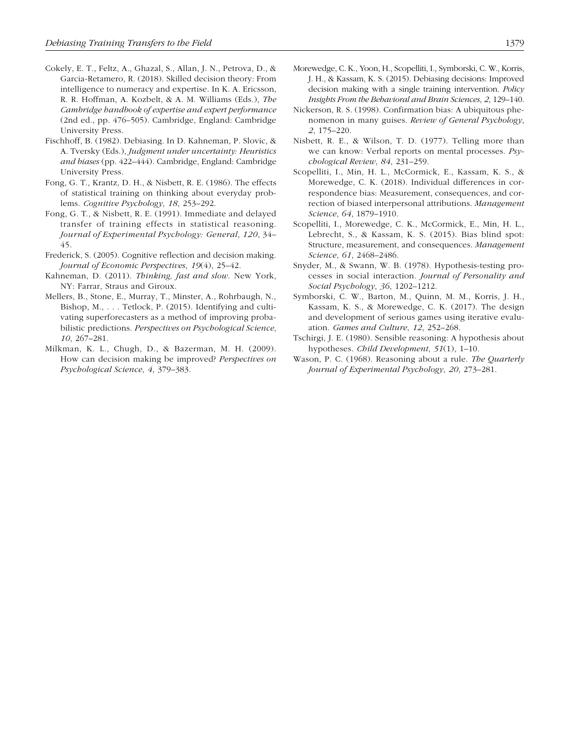Cokely, E. T., Feltz, A., Ghazal, S., Allan, J. N., Petrova, D., & Garcia-Retamero, R. (2018). Skilled decision theory: From intelligence to numeracy and expertise. In K. A. Ericsson, R. R. Hoffman, A. Kozbelt, & A. M. Williams (Eds.), *The Cambridge handbook of expertise and expert performance* (2nd ed., pp. 476–505). Cambridge, England: Cambridge University Press.

Fischhoff, B. (1982). Debiasing. In D. Kahneman, P. Slovic, & A. Tversky (Eds.), *Judgment under uncertainty: Heuristics and biases* (pp. 422–444). Cambridge, England: Cambridge University Press.

Fong, G. T., Krantz, D. H., & Nisbett, R. E. (1986). The effects of statistical training on thinking about everyday problems. *Cognitive Psychology*, *18*, 253–292.

Fong, G. T., & Nisbett, R. E. (1991). Immediate and delayed transfer of training effects in statistical reasoning. *Journal of Experimental Psychology: General*, *120*, 34–45.

Frederick, S. (2005). Cognitive reflection and decision making. *Journal of Economic Perspectives*, *19*(4), 25–42.

Kahneman, D. (2011). *Thinking, fast and slow*. New York, NY: Farrar, Straus and Giroux.

Mellers, B., Stone, E., Murray, T., Minster, A., Rohrbaugh, N., Bishop, M., . . . Tetlock, P. (2015). Identifying and cultivating superforecasters as a method of improving probabilistic predictions. *Perspectives on Psychological Science*, *10*, 267–281.

Milkman, K. L., Chugh, D., & Bazerman, M. H. (2009). How can decision making be improved? *Perspectives on Psychological Science*, *4*, 379–383.

Morewedge, C. K., Yoon, H., Scopelliti, I., Symborski, C. W., Korris, J. H., & Kassam, K. S. (2015). Debiasing decisions: Improved decision making with a single training intervention. *Policy Insights From the Behavioral and Brain Sciences*, *2*, 129–140.

Nickerson, R. S. (1998). Confirmation bias: A ubiquitous phenomenon in many guises. *Review of General Psychology*, *2*, 175–220.

Nisbett, R. E., & Wilson, T. D. (1977). Telling more than we can know: Verbal reports on mental processes. *Psychological Review*, *84*, 231–259.

Scopelliti, I., Min, H. L., McCormick, E., Kassam, K. S., & Morewedge, C. K. (2018). Individual differences in correspondence bias: Measurement, consequences, and correction of biased interpersonal attributions. *Management Science*, *64*, 1879–1910.

Scopelliti, I., Morewedge, C. K., McCormick, E., Min, H. L., Lebrecht, S., & Kassam, K. S. (2015). Bias blind spot: Structure, measurement, and consequences. *Management Science*, *61*, 2468–2486.

Snyder, M., & Swann, W. B. (1978). Hypothesis-testing processes in social interaction. *Journal of Personality and Social Psychology*, *36*, 1202–1212.

Symborski, C. W., Barton, M., Quinn, M. M., Korris, J. H., Kassam, K. S., & Morewedge, C. K. (2017). The design and development of serious games using iterative evaluation. *Games and Culture*, *12*, 252–268.

Tschirgi, J. E. (1980). Sensible reasoning: A hypothesis about hypotheses. *Child Development*, *51*(1), 1–10.

Wason, P. C. (1968). Reasoning about a rule. *The Quarterly Journal of Experimental Psychology*, *20*, 273–281.